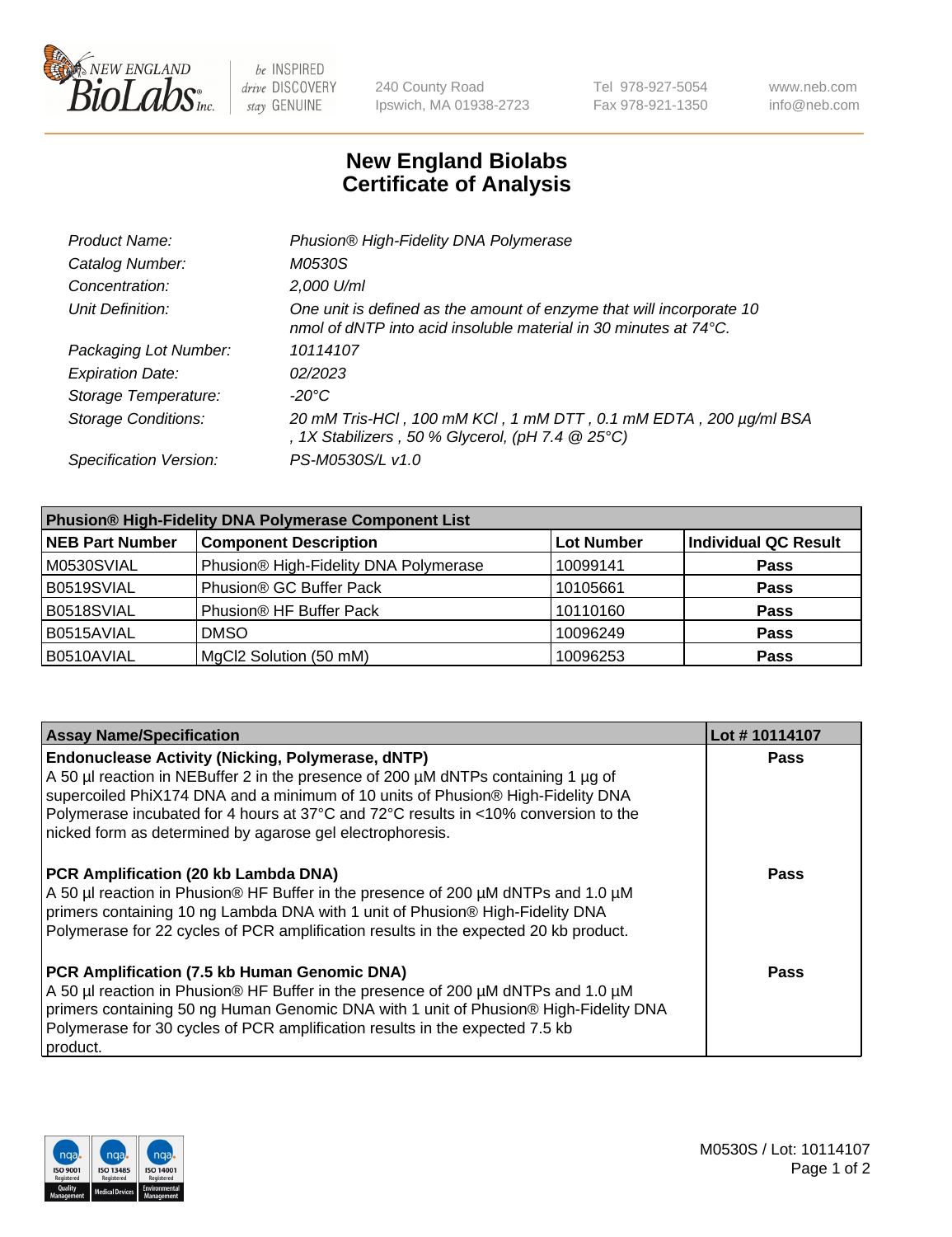New England BioLabs Inc. — be INSPIRED drive DISCOVERY stay GENUINE

240 County Road
Ipswich, MA 01938-2723

Tel 978-927-5054
Fax 978-921-1350

www.neb.com
info@neb.com

# New England Biolabs
# Certificate of Analysis

| | |
|---|---|
| *Product Name:* | *Phusion® High-Fidelity DNA Polymerase* |
| *Catalog Number:* | *M0530S* |
| *Concentration:* | *2,000 U/ml* |
| *Unit Definition:* | *One unit is defined as the amount of enzyme that will incorporate 10 nmol of dNTP into acid insoluble material in 30 minutes at 74°C.* |
| *Packaging Lot Number:* | *10114107* |
| *Expiration Date:* | *02/2023* |
| *Storage Temperature:* | *-20°C* |
| *Storage Conditions:* | *20 mM Tris-HCl , 100 mM KCl , 1 mM DTT , 0.1 mM EDTA , 200 µg/ml BSA , 1X Stabilizers , 50 % Glycerol, (pH 7.4 @ 25°C)* |
| *Specification Version:* | *PS-M0530S/L v1.0* |

| **Phusion® High-Fidelity DNA Polymerase Component List** | | | |
|---|---|---|---|
| **NEB Part Number** | **Component Description** | **Lot Number** | **Individual QC Result** |
| M0530SVIAL | Phusion® High-Fidelity DNA Polymerase | 10099141 | **Pass** |
| B0519SVIAL | Phusion® GC Buffer Pack | 10105661 | **Pass** |
| B0518SVIAL | Phusion® HF Buffer Pack | 10110160 | **Pass** |
| B0515AVIAL | DMSO | 10096249 | **Pass** |
| B0510AVIAL | MgCl2 Solution (50 mM) | 10096253 | **Pass** |

| **Assay Name/Specification** | **Lot # 10114107** |
|---|---|
| **Endonuclease Activity (Nicking, Polymerase, dNTP)**<br>A 50 µl reaction in NEBuffer 2 in the presence of 200 µM dNTPs containing 1 µg of supercoiled PhiX174 DNA and a minimum of 10 units of Phusion® High-Fidelity DNA Polymerase incubated for 4 hours at 37°C and 72°C results in <10% conversion to the nicked form as determined by agarose gel electrophoresis. | **Pass** |
| **PCR Amplification (20 kb Lambda DNA)**<br>A 50 µl reaction in Phusion® HF Buffer in the presence of 200 µM dNTPs and 1.0 µM primers containing 10 ng Lambda DNA with 1 unit of Phusion® High-Fidelity DNA Polymerase for 22 cycles of PCR amplification results in the expected 20 kb product. | **Pass** |
| **PCR Amplification (7.5 kb Human Genomic DNA)**<br>A 50 µl reaction in Phusion® HF Buffer in the presence of 200 µM dNTPs and 1.0 µM primers containing 50 ng Human Genomic DNA with 1 unit of Phusion® High-Fidelity DNA Polymerase for 30 cycles of PCR amplification results in the expected 7.5 kb product. | **Pass** |

ISO 9001 Registered Quality Management | ISO 13485 Registered Medical Devices | ISO 14001 Registered Environmental Management

M0530S / Lot: 10114107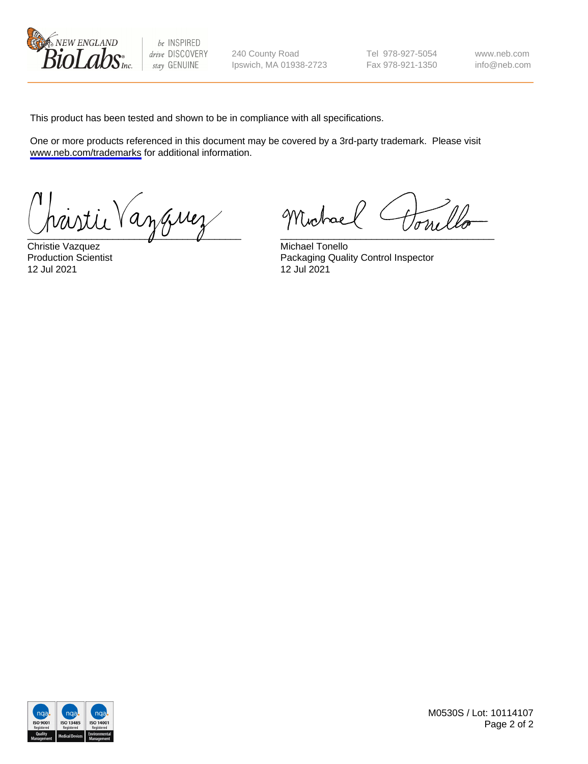This product has been tested and shown to be in compliance with all specifications.

One or more products referenced in this document may be covered by a 3rd-party trademark. Please visit www.neb.com/trademarks for additional information.

Christie Vazquez
Production Scientist
12 Jul 2021

Michael Tonello
Packaging Quality Control Inspector
12 Jul 2021

M0530S / Lot: 10114107